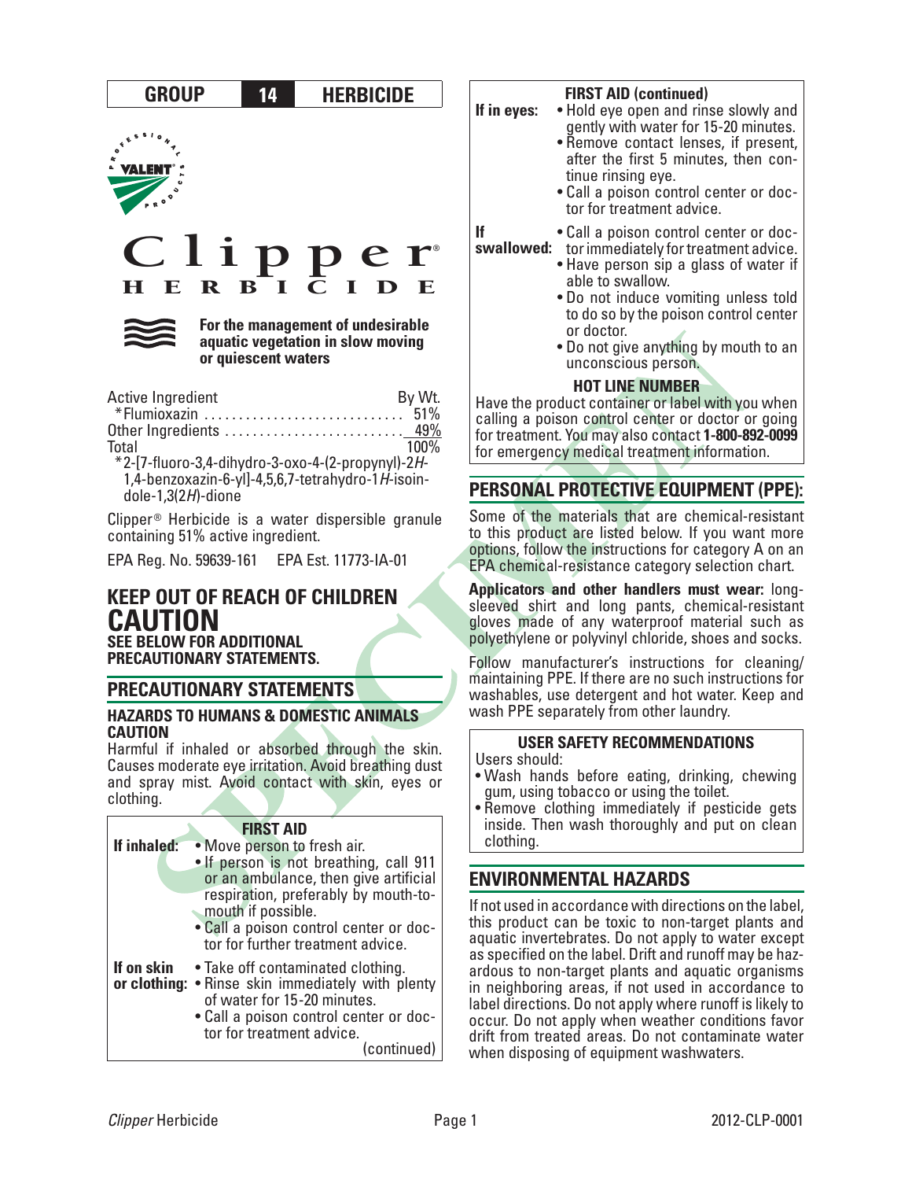**GROUP 14 HERBICIDE**

VALENT PROFESSIONAL PRODUCTS

# Clipper® HERBICIDE

**For the management of undesirable aquatic vegetation in slow moving or quiescent waters**

| Active Ingredient | By Wt. |
|---|---|
| *Flumioxazin | 51% |
| Other Ingredients | 49% |
| Total | 100% |

*2-[7-fluoro-3,4-dihydro-3-oxo-4-(2-propynyl)-2*H*-1,4-benzoxazin-6-yl]-4,5,6,7-tetrahydro-1*H*-isoindole-1,3(2*H*)-dione

Clipper® Herbicide is a water dispersible granule containing 51% active ingredient.

EPA Reg. No. 59639-161     EPA Est. 11773-IA-01

## KEEP OUT OF REACH OF CHILDREN
# CAUTION
**SEE BELOW FOR ADDITIONAL PRECAUTIONARY STATEMENTS.**

## PRECAUTIONARY STATEMENTS

### HAZARDS TO HUMANS & DOMESTIC ANIMALS
**CAUTION**

Harmful if inhaled or absorbed through the skin. Causes moderate eye irritation. Avoid breathing dust and spray mist. Avoid contact with skin, eyes or clothing.

### FIRST AID

**If inhaled:**
- Move person to fresh air.
- If person is not breathing, call 911 or an ambulance, then give artificial respiration, preferably by mouth-to-mouth if possible.
- Call a poison control center or doctor for further treatment advice.

**If on skin or clothing:**
- Take off contaminated clothing.
- Rinse skin immediately with plenty of water for 15-20 minutes.
- Call a poison control center or doctor for treatment advice.

(continued)

### FIRST AID (continued)

**If in eyes:**
- Hold eye open and rinse slowly and gently with water for 15-20 minutes.
- Remove contact lenses, if present, after the first 5 minutes, then continue rinsing eye.
- Call a poison control center or doctor for treatment advice.

**If swallowed:**
- Call a poison control center or doctor immediately for treatment advice.
- Have person sip a glass of water if able to swallow.
- Do not induce vomiting unless told to do so by the poison control center or doctor.
- Do not give anything by mouth to an unconscious person.

**HOT LINE NUMBER**

Have the product container or label with you when calling a poison control center or doctor or going for treatment. You may also contact **1-800-892-0099** for emergency medical treatment information.

## PERSONAL PROTECTIVE EQUIPMENT (PPE):

Some of the materials that are chemical-resistant to this product are listed below. If you want more options, follow the instructions for category A on an EPA chemical-resistance category selection chart.

**Applicators and other handlers must wear:** long-sleeved shirt and long pants, chemical-resistant gloves made of any waterproof material such as polyethylene or polyvinyl chloride, shoes and socks.

Follow manufacturer's instructions for cleaning/maintaining PPE. If there are no such instructions for washables, use detergent and hot water. Keep and wash PPE separately from other laundry.

### USER SAFETY RECOMMENDATIONS

Users should:
- Wash hands before eating, drinking, chewing gum, using tobacco or using the toilet.
- Remove clothing immediately if pesticide gets inside. Then wash thoroughly and put on clean clothing.

## ENVIRONMENTAL HAZARDS

If not used in accordance with directions on the label, this product can be toxic to non-target plants and aquatic invertebrates. Do not apply to water except as specified on the label. Drift and runoff may be hazardous to non-target plants and aquatic organisms in neighboring areas, if not used in accordance to label directions. Do not apply where runoff is likely to occur. Do not apply when weather conditions favor drift from treated areas. Do not contaminate water when disposing of equipment washwaters.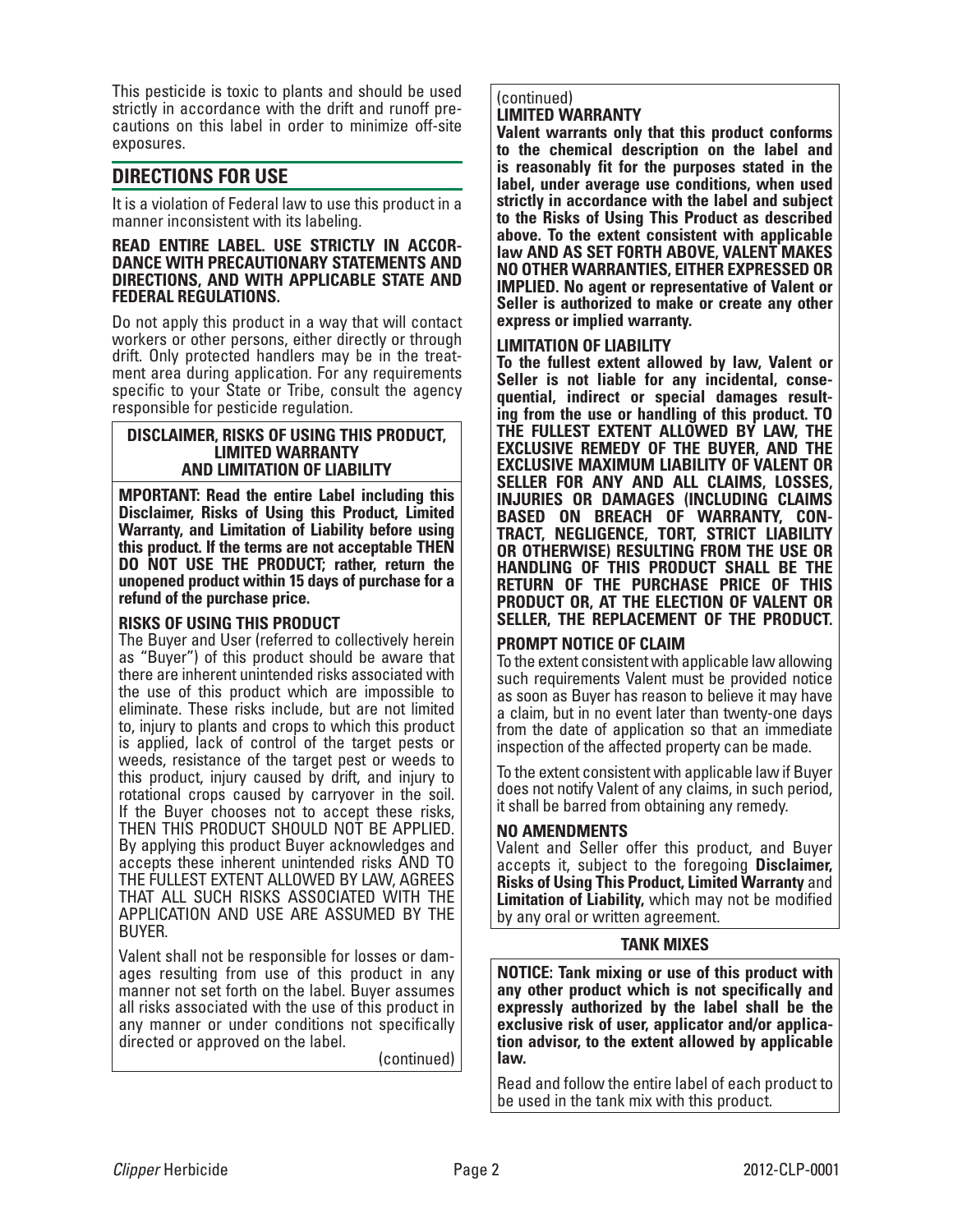This pesticide is toxic to plants and should be used strictly in accordance with the drift and runoff precautions on this label in order to minimize off-site exposures.

## DIRECTIONS FOR USE

It is a violation of Federal law to use this product in a manner inconsistent with its labeling.

**READ ENTIRE LABEL. USE STRICTLY IN ACCORDANCE WITH PRECAUTIONARY STATEMENTS AND DIRECTIONS, AND WITH APPLICABLE STATE AND FEDERAL REGULATIONS.**

Do not apply this product in a way that will contact workers or other persons, either directly or through drift. Only protected handlers may be in the treatment area during application. For any requirements specific to your State or Tribe, consult the agency responsible for pesticide regulation.

### DISCLAIMER, RISKS OF USING THIS PRODUCT, LIMITED WARRANTY AND LIMITATION OF LIABILITY

**MPORTANT: Read the entire Label including this Disclaimer, Risks of Using this Product, Limited Warranty, and Limitation of Liability before using this product. If the terms are not acceptable THEN DO NOT USE THE PRODUCT; rather, return the unopened product within 15 days of purchase for a refund of the purchase price.**

**RISKS OF USING THIS PRODUCT**

The Buyer and User (referred to collectively herein as "Buyer") of this product should be aware that there are inherent unintended risks associated with the use of this product which are impossible to eliminate. These risks include, but are not limited to, injury to plants and crops to which this product is applied, lack of control of the target pests or weeds, resistance of the target pest or weeds to this product, injury caused by drift, and injury to rotational crops caused by carryover in the soil. If the Buyer chooses not to accept these risks, THEN THIS PRODUCT SHOULD NOT BE APPLIED. By applying this product Buyer acknowledges and accepts these inherent unintended risks AND TO THE FULLEST EXTENT ALLOWED BY LAW, AGREES THAT ALL SUCH RISKS ASSOCIATED WITH THE APPLICATION AND USE ARE ASSUMED BY THE BUYER.

Valent shall not be responsible for losses or damages resulting from use of this product in any manner not set forth on the label. Buyer assumes all risks associated with the use of this product in any manner or under conditions not specifically directed or approved on the label.

(continued)

(continued)

**LIMITED WARRANTY**

**Valent warrants only that this product conforms to the chemical description on the label and is reasonably fit for the purposes stated in the label, under average use conditions, when used strictly in accordance with the label and subject to the Risks of Using This Product as described above. To the extent consistent with applicable law AND AS SET FORTH ABOVE, VALENT MAKES NO OTHER WARRANTIES, EITHER EXPRESSED OR IMPLIED. No agent or representative of Valent or Seller is authorized to make or create any other express or implied warranty.**

**LIMITATION OF LIABILITY**

**To the fullest extent allowed by law, Valent or Seller is not liable for any incidental, consequential, indirect or special damages resulting from the use or handling of this product. TO THE FULLEST EXTENT ALLOWED BY LAW, THE EXCLUSIVE REMEDY OF THE BUYER, AND THE EXCLUSIVE MAXIMUM LIABILITY OF VALENT OR SELLER FOR ANY AND ALL CLAIMS, LOSSES, INJURIES OR DAMAGES (INCLUDING CLAIMS BASED ON BREACH OF WARRANTY, CONTRACT, NEGLIGENCE, TORT, STRICT LIABILITY OR OTHERWISE) RESULTING FROM THE USE OR HANDLING OF THIS PRODUCT SHALL BE THE RETURN OF THE PURCHASE PRICE OF THIS PRODUCT OR, AT THE ELECTION OF VALENT OR SELLER, THE REPLACEMENT OF THE PRODUCT.**

**PROMPT NOTICE OF CLAIM**

To the extent consistent with applicable law allowing such requirements Valent must be provided notice as soon as Buyer has reason to believe it may have a claim, but in no event later than twenty-one days from the date of application so that an immediate inspection of the affected property can be made.

To the extent consistent with applicable law if Buyer does not notify Valent of any claims, in such period, it shall be barred from obtaining any remedy.

**NO AMENDMENTS**

Valent and Seller offer this product, and Buyer accepts it, subject to the foregoing **Disclaimer, Risks of Using This Product, Limited Warranty** and **Limitation of Liability,** which may not be modified by any oral or written agreement.

### TANK MIXES

**NOTICE: Tank mixing or use of this product with any other product which is not specifically and expressly authorized by the label shall be the exclusive risk of user, applicator and/or application advisor, to the extent allowed by applicable law.**

Read and follow the entire label of each product to be used in the tank mix with this product.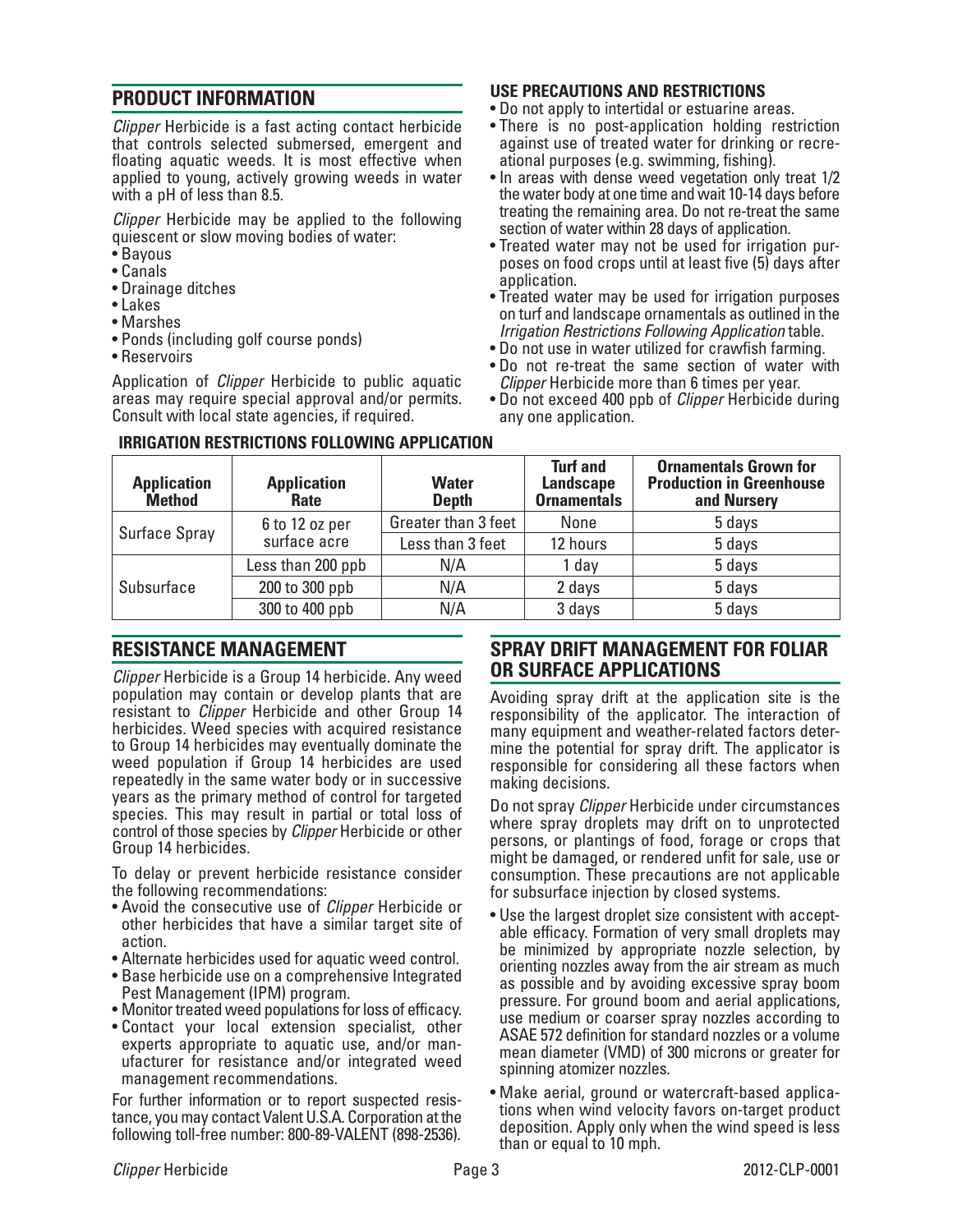## PRODUCT INFORMATION

*Clipper* Herbicide is a fast acting contact herbicide that controls selected submersed, emergent and floating aquatic weeds. It is most effective when applied to young, actively growing weeds in water with a pH of less than 8.5.

*Clipper* Herbicide may be applied to the following quiescent or slow moving bodies of water:

- Bayous
- Canals
- Drainage ditches
- Lakes
- Marshes
- Ponds (including golf course ponds)
- Reservoirs

Application of *Clipper* Herbicide to public aquatic areas may require special approval and/or permits. Consult with local state agencies, if required.

### USE PRECAUTIONS AND RESTRICTIONS

- Do not apply to intertidal or estuarine areas.
- There is no post-application holding restriction against use of treated water for drinking or recreational purposes (e.g. swimming, fishing).
- In areas with dense weed vegetation only treat 1/2 the water body at one time and wait 10-14 days before treating the remaining area. Do not re-treat the same section of water within 28 days of application.
- Treated water may not be used for irrigation purposes on food crops until at least five (5) days after application.
- Treated water may be used for irrigation purposes on turf and landscape ornamentals as outlined in the *Irrigation Restrictions Following Application* table.
- Do not use in water utilized for crawfish farming.
- Do not re-treat the same section of water with *Clipper* Herbicide more than 6 times per year.
- Do not exceed 400 ppb of *Clipper* Herbicide during any one application.

### IRRIGATION RESTRICTIONS FOLLOWING APPLICATION

| Application Method | Application Rate | Water Depth | Turf and Landscape Ornamentals | Ornamentals Grown for Production in Greenhouse and Nursery |
|---|---|---|---|---|
| Surface Spray | 6 to 12 oz per surface acre | Greater than 3 feet | None | 5 days |
| | | Less than 3 feet | 12 hours | 5 days |
| Subsurface | Less than 200 ppb | N/A | 1 day | 5 days |
| | 200 to 300 ppb | N/A | 2 days | 5 days |
| | 300 to 400 ppb | N/A | 3 days | 5 days |

## RESISTANCE MANAGEMENT

*Clipper* Herbicide is a Group 14 herbicide. Any weed population may contain or develop plants that are resistant to *Clipper* Herbicide and other Group 14 herbicides. Weed species with acquired resistance to Group 14 herbicides may eventually dominate the weed population if Group 14 herbicides are used repeatedly in the same water body or in successive years as the primary method of control for targeted species. This may result in partial or total loss of control of those species by *Clipper* Herbicide or other Group 14 herbicides.

To delay or prevent herbicide resistance consider the following recommendations:

- Avoid the consecutive use of *Clipper* Herbicide or other herbicides that have a similar target site of action.
- Alternate herbicides used for aquatic weed control.
- Base herbicide use on a comprehensive Integrated Pest Management (IPM) program.
- Monitor treated weed populations for loss of efficacy.
- Contact your local extension specialist, other experts appropriate to aquatic use, and/or manufacturer for resistance and/or integrated weed management recommendations.

For further information or to report suspected resistance, you may contact Valent U.S.A. Corporation at the following toll-free number: 800-89-VALENT (898-2536).

## SPRAY DRIFT MANAGEMENT FOR FOLIAR OR SURFACE APPLICATIONS

Avoiding spray drift at the application site is the responsibility of the applicator. The interaction of many equipment and weather-related factors determine the potential for spray drift. The applicator is responsible for considering all these factors when making decisions.

Do not spray *Clipper* Herbicide under circumstances where spray droplets may drift on to unprotected persons, or plantings of food, forage or crops that might be damaged, or rendered unfit for sale, use or consumption. These precautions are not applicable for subsurface injection by closed systems.

- Use the largest droplet size consistent with acceptable efficacy. Formation of very small droplets may be minimized by appropriate nozzle selection, by orienting nozzles away from the air stream as much as possible and by avoiding excessive spray boom pressure. For ground boom and aerial applications, use medium or coarser spray nozzles according to ASAE 572 definition for standard nozzles or a volume mean diameter (VMD) of 300 microns or greater for spinning atomizer nozzles.
- Make aerial, ground or watercraft-based applications when wind velocity favors on-target product deposition. Apply only when the wind speed is less than or equal to 10 mph.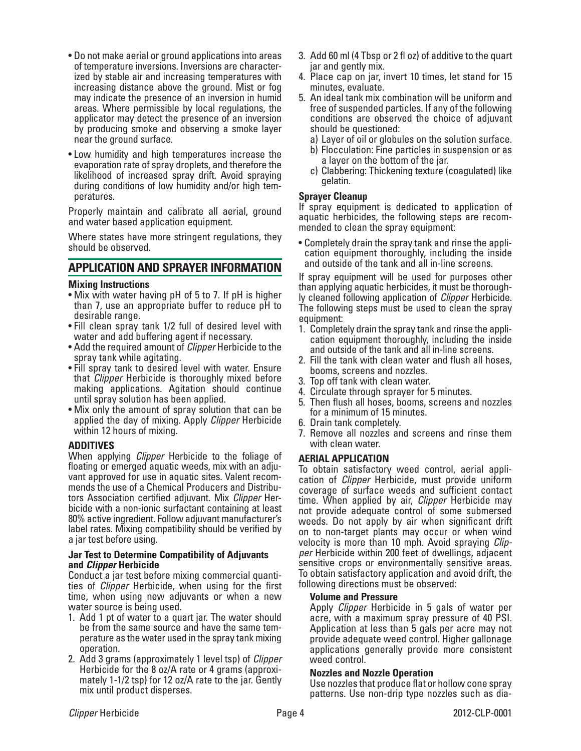- Do not make aerial or ground applications into areas of temperature inversions. Inversions are characterized by stable air and increasing temperatures with increasing distance above the ground. Mist or fog may indicate the presence of an inversion in humid areas. Where permissible by local regulations, the applicator may detect the presence of an inversion by producing smoke and observing a smoke layer near the ground surface.
- Low humidity and high temperatures increase the evaporation rate of spray droplets, and therefore the likelihood of increased spray drift. Avoid spraying during conditions of low humidity and/or high temperatures.

Properly maintain and calibrate all aerial, ground and water based application equipment.

Where states have more stringent regulations, they should be observed.

## APPLICATION AND SPRAYER INFORMATION

**Mixing Instructions**

- Mix with water having pH of 5 to 7. If pH is higher than 7, use an appropriate buffer to reduce pH to desirable range.
- Fill clean spray tank 1/2 full of desired level with water and add buffering agent if necessary.
- Add the required amount of *Clipper* Herbicide to the spray tank while agitating.
- Fill spray tank to desired level with water. Ensure that *Clipper* Herbicide is thoroughly mixed before making applications. Agitation should continue until spray solution has been applied.
- Mix only the amount of spray solution that can be applied the day of mixing. Apply *Clipper* Herbicide within 12 hours of mixing.

**ADDITIVES**

When applying *Clipper* Herbicide to the foliage of floating or emerged aquatic weeds, mix with an adjuvant approved for use in aquatic sites. Valent recommends the use of a Chemical Producers and Distributors Association certified adjuvant. Mix *Clipper* Herbicide with a non-ionic surfactant containing at least 80% active ingredient. Follow adjuvant manufacturer's label rates. Mixing compatibility should be verified by a jar test before using.

**Jar Test to Determine Compatibility of Adjuvants and *Clipper* Herbicide**

Conduct a jar test before mixing commercial quantities of *Clipper* Herbicide, when using for the first time, when using new adjuvants or when a new water source is being used.

1. Add 1 pt of water to a quart jar. The water should be from the same source and have the same temperature as the water used in the spray tank mixing operation.
2. Add 3 grams (approximately 1 level tsp) of *Clipper* Herbicide for the 8 oz/A rate or 4 grams (approximately 1-1/2 tsp) for 12 oz/A rate to the jar. Gently mix until product disperses.
3. Add 60 ml (4 Tbsp or 2 fl oz) of additive to the quart jar and gently mix.
4. Place cap on jar, invert 10 times, let stand for 15 minutes, evaluate.
5. An ideal tank mix combination will be uniform and free of suspended particles. If any of the following conditions are observed the choice of adjuvant should be questioned:
   a) Layer of oil or globules on the solution surface.
   b) Flocculation: Fine particles in suspension or as a layer on the bottom of the jar.
   c) Clabbering: Thickening texture (coagulated) like gelatin.

**Sprayer Cleanup**

If spray equipment is dedicated to application of aquatic herbicides, the following steps are recommended to clean the spray equipment:

- Completely drain the spray tank and rinse the application equipment thoroughly, including the inside and outside of the tank and all in-line screens.

If spray equipment will be used for purposes other than applying aquatic herbicides, it must be thoroughly cleaned following application of *Clipper* Herbicide. The following steps must be used to clean the spray equipment:

1. Completely drain the spray tank and rinse the application equipment thoroughly, including the inside and outside of the tank and all in-line screens.
2. Fill the tank with clean water and flush all hoses, booms, screens and nozzles.
3. Top off tank with clean water.
4. Circulate through sprayer for 5 minutes.
5. Then flush all hoses, booms, screens and nozzles for a minimum of 15 minutes.
6. Drain tank completely.
7. Remove all nozzles and screens and rinse them with clean water.

**AERIAL APPLICATION**

To obtain satisfactory weed control, aerial application of *Clipper* Herbicide, must provide uniform coverage of surface weeds and sufficient contact time. When applied by air, *Clipper* Herbicide may not provide adequate control of some submersed weeds. Do not apply by air when significant drift on to non-target plants may occur or when wind velocity is more than 10 mph. Avoid spraying *Clipper* Herbicide within 200 feet of dwellings, adjacent sensitive crops or environmentally sensitive areas. To obtain satisfactory application and avoid drift, the following directions must be observed:

**Volume and Pressure**

Apply *Clipper* Herbicide in 5 gals of water per acre, with a maximum spray pressure of 40 PSI. Application at less than 5 gals per acre may not provide adequate weed control. Higher gallonage applications generally provide more consistent weed control.

**Nozzles and Nozzle Operation**

Use nozzles that produce flat or hollow cone spray patterns. Use non-drip type nozzles such as dia-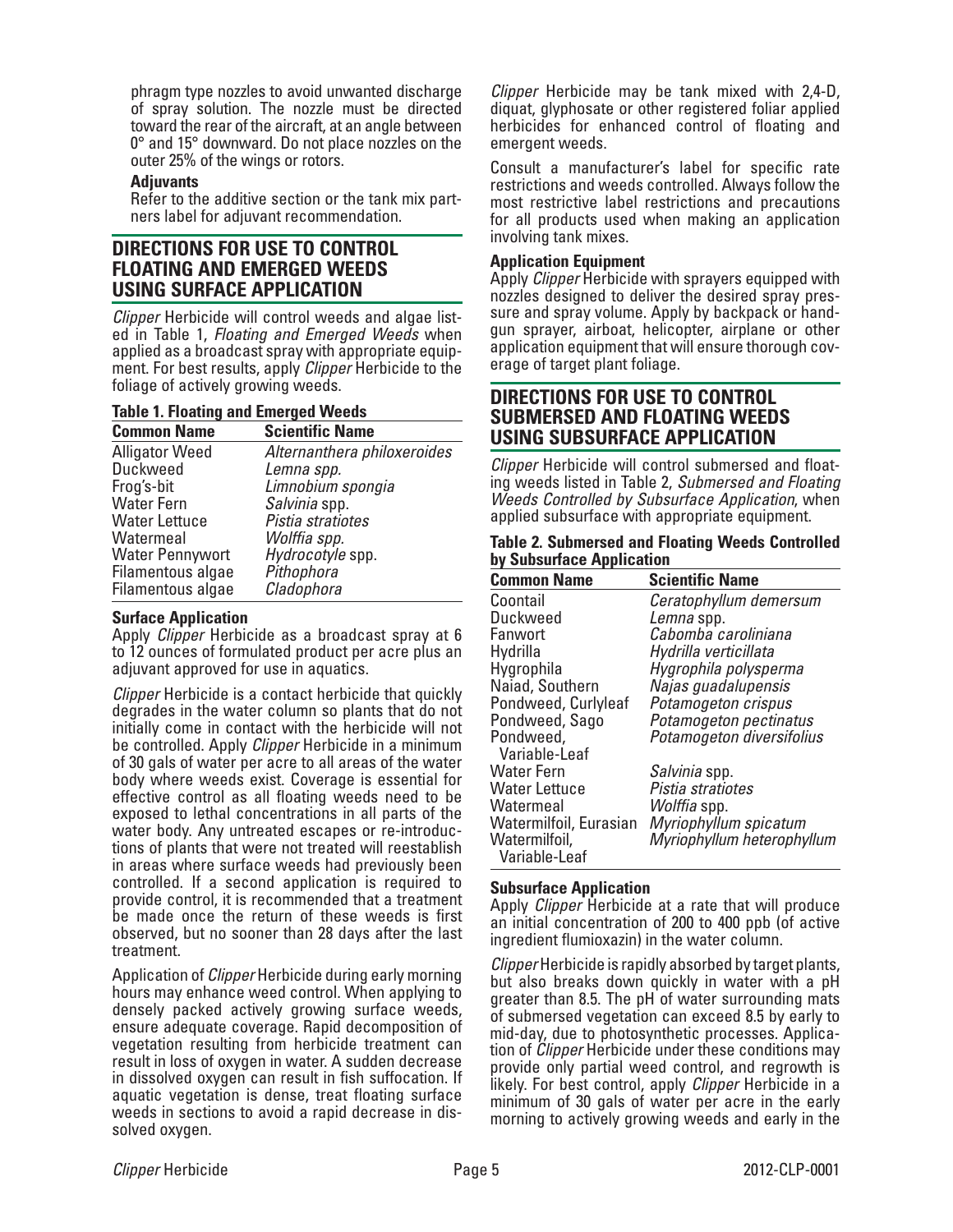phragm type nozzles to avoid unwanted discharge of spray solution. The nozzle must be directed toward the rear of the aircraft, at an angle between 0° and 15° downward. Do not place nozzles on the outer 25% of the wings or rotors.

**Adjuvants**

Refer to the additive section or the tank mix partners label for adjuvant recommendation.

## DIRECTIONS FOR USE TO CONTROL FLOATING AND EMERGED WEEDS USING SURFACE APPLICATION

*Clipper* Herbicide will control weeds and algae listed in Table 1, *Floating and Emerged Weeds* when applied as a broadcast spray with appropriate equipment. For best results, apply *Clipper* Herbicide to the foliage of actively growing weeds.

**Table 1. Floating and Emerged Weeds**

| Common Name | Scientific Name |
|---|---|
| Alligator Weed | *Alternanthera philoxeroides* |
| Duckweed | *Lemna spp.* |
| Frog's-bit | *Limnobium spongia* |
| Water Fern | *Salvinia* spp. |
| Water Lettuce | *Pistia stratiotes* |
| Watermeal | *Wolffia spp.* |
| Water Pennywort | *Hydrocotyle* spp. |
| Filamentous algae | *Pithophora* |
| Filamentous algae | *Cladophora* |

**Surface Application**

Apply *Clipper* Herbicide as a broadcast spray at 6 to 12 ounces of formulated product per acre plus an adjuvant approved for use in aquatics.

*Clipper* Herbicide is a contact herbicide that quickly degrades in the water column so plants that do not initially come in contact with the herbicide will not be controlled. Apply *Clipper* Herbicide in a minimum of 30 gals of water per acre to all areas of the water body where weeds exist. Coverage is essential for effective control as all floating weeds need to be exposed to lethal concentrations in all parts of the water body. Any untreated escapes or re-introductions of plants that were not treated will reestablish in areas where surface weeds had previously been controlled. If a second application is required to provide control, it is recommended that a treatment be made once the return of these weeds is first observed, but no sooner than 28 days after the last treatment.

Application of *Clipper* Herbicide during early morning hours may enhance weed control. When applying to densely packed actively growing surface weeds, ensure adequate coverage. Rapid decomposition of vegetation resulting from herbicide treatment can result in loss of oxygen in water. A sudden decrease in dissolved oxygen can result in fish suffocation. If aquatic vegetation is dense, treat floating surface weeds in sections to avoid a rapid decrease in dissolved oxygen.

*Clipper* Herbicide may be tank mixed with 2,4-D, diquat, glyphosate or other registered foliar applied herbicides for enhanced control of floating and emergent weeds.

Consult a manufacturer's label for specific rate restrictions and weeds controlled. Always follow the most restrictive label restrictions and precautions for all products used when making an application involving tank mixes.

**Application Equipment**

Apply *Clipper* Herbicide with sprayers equipped with nozzles designed to deliver the desired spray pressure and spray volume. Apply by backpack or handgun sprayer, airboat, helicopter, airplane or other application equipment that will ensure thorough coverage of target plant foliage.

## DIRECTIONS FOR USE TO CONTROL SUBMERSED AND FLOATING WEEDS USING SUBSURFACE APPLICATION

*Clipper* Herbicide will control submersed and floating weeds listed in Table 2, *Submersed and Floating Weeds Controlled by Subsurface Application*, when applied subsurface with appropriate equipment.

**Table 2. Submersed and Floating Weeds Controlled by Subsurface Application**

| Common Name | Scientific Name |
|---|---|
| Coontail | *Ceratophyllum demersum* |
| Duckweed | *Lemna* spp. |
| Fanwort | *Cabomba caroliniana* |
| Hydrilla | *Hydrilla verticillata* |
| Hygrophila | *Hygrophila polysperma* |
| Naiad, Southern | *Najas guadalupensis* |
| Pondweed, Curlyleaf | *Potamogeton crispus* |
| Pondweed, Sago | *Potamogeton pectinatus* |
| Pondweed, Variable-Leaf | *Potamogeton diversifolius* |
| Water Fern | *Salvinia* spp. |
| Water Lettuce | *Pistia stratiotes* |
| Watermeal | *Wolffia* spp. |
| Watermilfoil, Eurasian | *Myriophyllum spicatum* |
| Watermilfoil, Variable-Leaf | *Myriophyllum heterophyllum* |

**Subsurface Application**

Apply *Clipper* Herbicide at a rate that will produce an initial concentration of 200 to 400 ppb (of active ingredient flumioxazin) in the water column.

*Clipper* Herbicide is rapidly absorbed by target plants, but also breaks down quickly in water with a pH greater than 8.5. The pH of water surrounding mats of submersed vegetation can exceed 8.5 by early to mid-day, due to photosynthetic processes. Application of *Clipper* Herbicide under these conditions may provide only partial weed control, and regrowth is likely. For best control, apply *Clipper* Herbicide in a minimum of 30 gals of water per acre in the early morning to actively growing weeds and early in the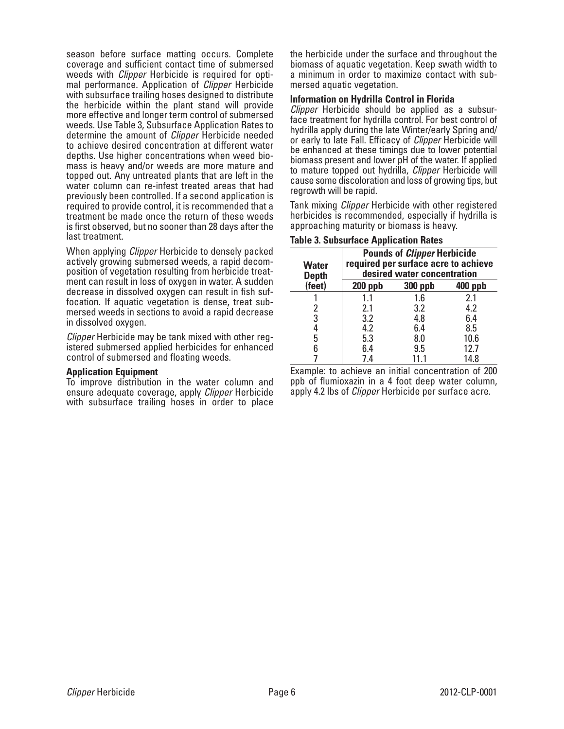season before surface matting occurs. Complete coverage and sufficient contact time of submersed weeds with *Clipper* Herbicide is required for optimal performance. Application of *Clipper* Herbicide with subsurface trailing hoses designed to distribute the herbicide within the plant stand will provide more effective and longer term control of submersed weeds. Use Table 3, Subsurface Application Rates to determine the amount of *Clipper* Herbicide needed to achieve desired concentration at different water depths. Use higher concentrations when weed biomass is heavy and/or weeds are more mature and topped out. Any untreated plants that are left in the water column can re-infest treated areas that had previously been controlled. If a second application is required to provide control, it is recommended that a treatment be made once the return of these weeds is first observed, but no sooner than 28 days after the last treatment.

When applying *Clipper* Herbicide to densely packed actively growing submersed weeds, a rapid decomposition of vegetation resulting from herbicide treatment can result in loss of oxygen in water. A sudden decrease in dissolved oxygen can result in fish suffocation. If aquatic vegetation is dense, treat submersed weeds in sections to avoid a rapid decrease in dissolved oxygen.

*Clipper* Herbicide may be tank mixed with other registered submersed applied herbicides for enhanced control of submersed and floating weeds.

**Application Equipment**

To improve distribution in the water column and ensure adequate coverage, apply *Clipper* Herbicide with subsurface trailing hoses in order to place the herbicide under the surface and throughout the biomass of aquatic vegetation. Keep swath width to a minimum in order to maximize contact with submersed aquatic vegetation.

**Information on Hydrilla Control in Florida**

*Clipper* Herbicide should be applied as a subsurface treatment for hydrilla control. For best control of hydrilla apply during the late Winter/early Spring and/or early to late Fall. Efficacy of *Clipper* Herbicide will be enhanced at these timings due to lower potential biomass present and lower pH of the water. If applied to mature topped out hydrilla, *Clipper* Herbicide will cause some discoloration and loss of growing tips, but regrowth will be rapid.

Tank mixing *Clipper* Herbicide with other registered herbicides is recommended, especially if hydrilla is approaching maturity or biomass is heavy.

**Table 3. Subsurface Application Rates**

| Water Depth (feet) | Pounds of *Clipper* Herbicide required per surface acre to achieve desired water concentration | | |
|---|---|---|---|
| | **200 ppb** | **300 ppb** | **400 ppb** |
| 1 | 1.1 | 1.6 | 2.1 |
| 2 | 2.1 | 3.2 | 4.2 |
| 3 | 3.2 | 4.8 | 6.4 |
| 4 | 4.2 | 6.4 | 8.5 |
| 5 | 5.3 | 8.0 | 10.6 |
| 6 | 6.4 | 9.5 | 12.7 |
| 7 | 7.4 | 11.1 | 14.8 |

Example: to achieve an initial concentration of 200 ppb of flumioxazin in a 4 foot deep water column, apply 4.2 lbs of *Clipper* Herbicide per surface acre.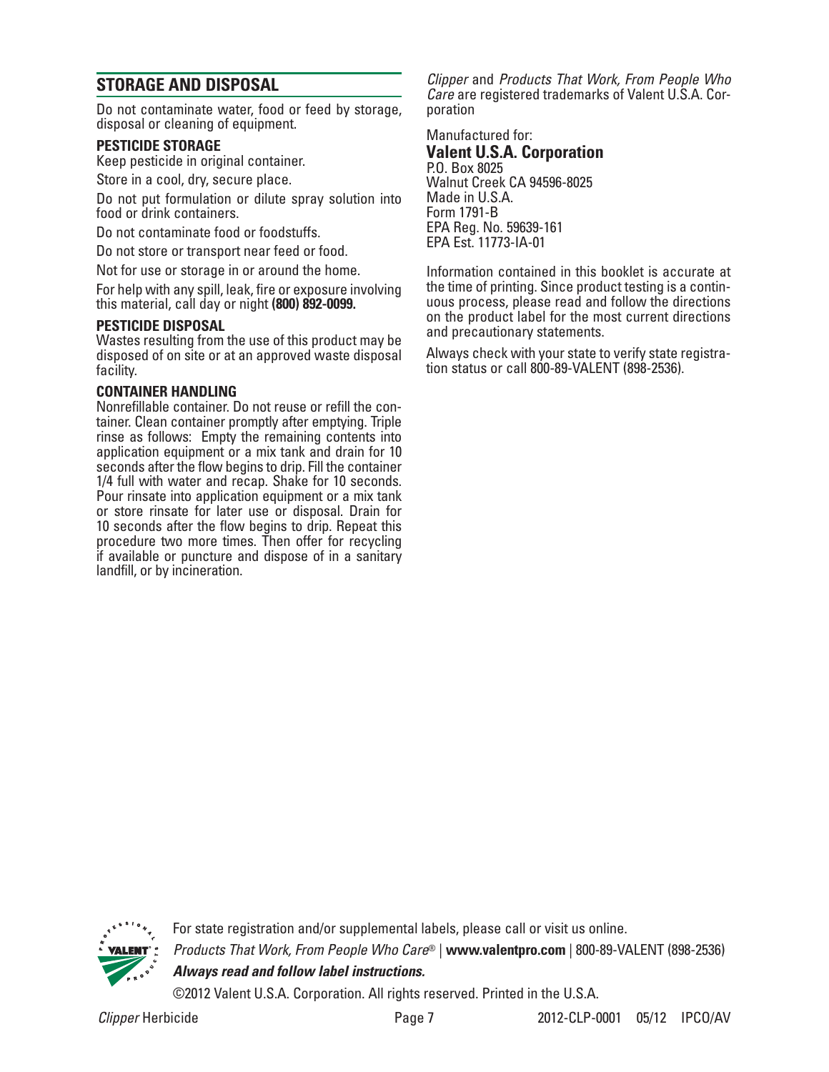## STORAGE AND DISPOSAL

Do not contaminate water, food or feed by storage, disposal or cleaning of equipment.

### PESTICIDE STORAGE

Keep pesticide in original container.

Store in a cool, dry, secure place.

Do not put formulation or dilute spray solution into food or drink containers.

Do not contaminate food or foodstuffs.

Do not store or transport near feed or food.

Not for use or storage in or around the home.

For help with any spill, leak, fire or exposure involving this material, call day or night **(800) 892-0099.**

### PESTICIDE DISPOSAL

Wastes resulting from the use of this product may be disposed of on site or at an approved waste disposal facility.

### CONTAINER HANDLING

Nonrefillable container. Do not reuse or refill the container. Clean container promptly after emptying. Triple rinse as follows: Empty the remaining contents into application equipment or a mix tank and drain for 10 seconds after the flow begins to drip. Fill the container 1/4 full with water and recap. Shake for 10 seconds. Pour rinsate into application equipment or a mix tank or store rinsate for later use or disposal. Drain for 10 seconds after the flow begins to drip. Repeat this procedure two more times. Then offer for recycling if available or puncture and dispose of in a sanitary landfill, or by incineration.

*Clipper* and *Products That Work, From People Who Care* are registered trademarks of Valent U.S.A. Corporation

Manufactured for:
**Valent U.S.A. Corporation**
P.O. Box 8025
Walnut Creek CA 94596-8025
Made in U.S.A.
Form 1791-B
EPA Reg. No. 59639-161
EPA Est. 11773-IA-01

Information contained in this booklet is accurate at the time of printing. Since product testing is a continuous process, please read and follow the directions on the product label for the most current directions and precautionary statements.

Always check with your state to verify state registration status or call 800-89-VALENT (898-2536).

For state registration and/or supplemental labels, please call or visit us online.

*Products That Work, From People Who Care®* | **www.valentpro.com** | 800-89-VALENT (898-2536)

***Always read and follow label instructions.***

©2012 Valent U.S.A. Corporation. All rights reserved. Printed in the U.S.A.

*Clipper* Herbicide 2012-CLP-0001 05/12 IPCO/AV